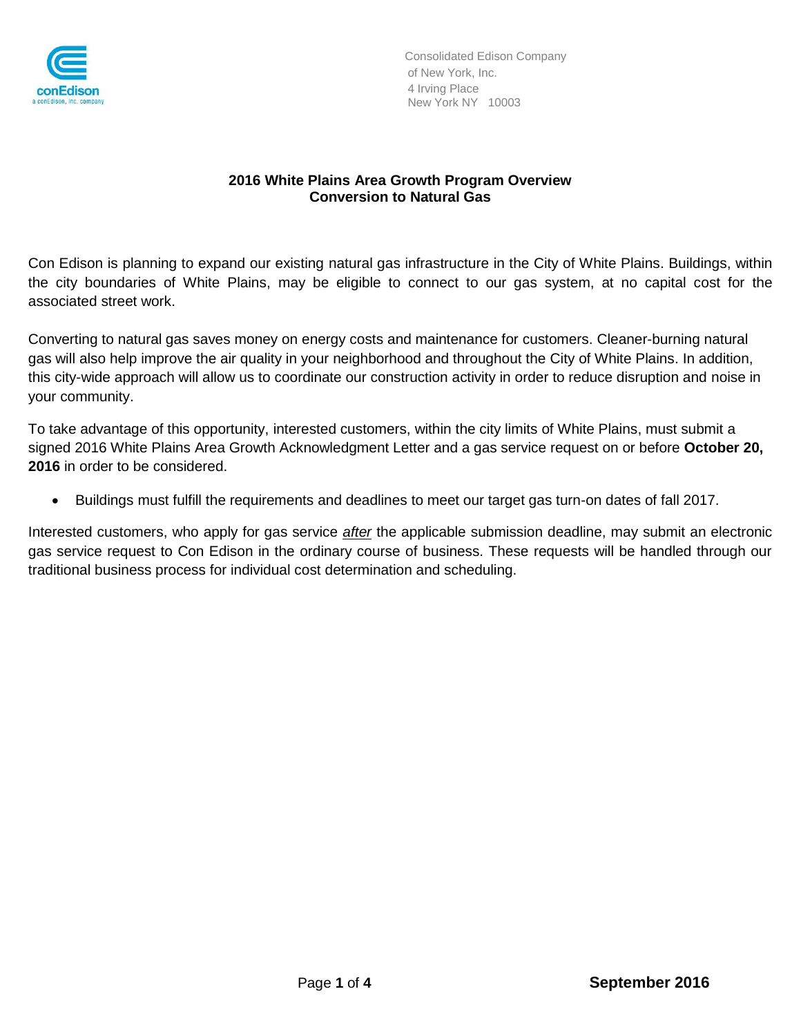Consolidated Edison Company of New York, Inc.
4 Irving Place
New York NY 10003

# 2016 White Plains Area Growth Program Overview
## Conversion to Natural Gas

Con Edison is planning to expand our existing natural gas infrastructure in the City of White Plains. Buildings, within the city boundaries of White Plains, may be eligible to connect to our gas system, at no capital cost for the associated street work.

Converting to natural gas saves money on energy costs and maintenance for customers. Cleaner-burning natural gas will also help improve the air quality in your neighborhood and throughout the City of White Plains. In addition, this city-wide approach will allow us to coordinate our construction activity in order to reduce disruption and noise in your community.

To take advantage of this opportunity, interested customers, within the city limits of White Plains, must submit a signed 2016 White Plains Area Growth Acknowledgment Letter and a gas service request on or before **October 20, 2016** in order to be considered.

- Buildings must fulfill the requirements and deadlines to meet our target gas turn-on dates of fall 2017.

Interested customers, who apply for gas service ***after*** the applicable submission deadline, may submit an electronic gas service request to Con Edison in the ordinary course of business. These requests will be handled through our traditional business process for individual cost determination and scheduling.

**September 2016**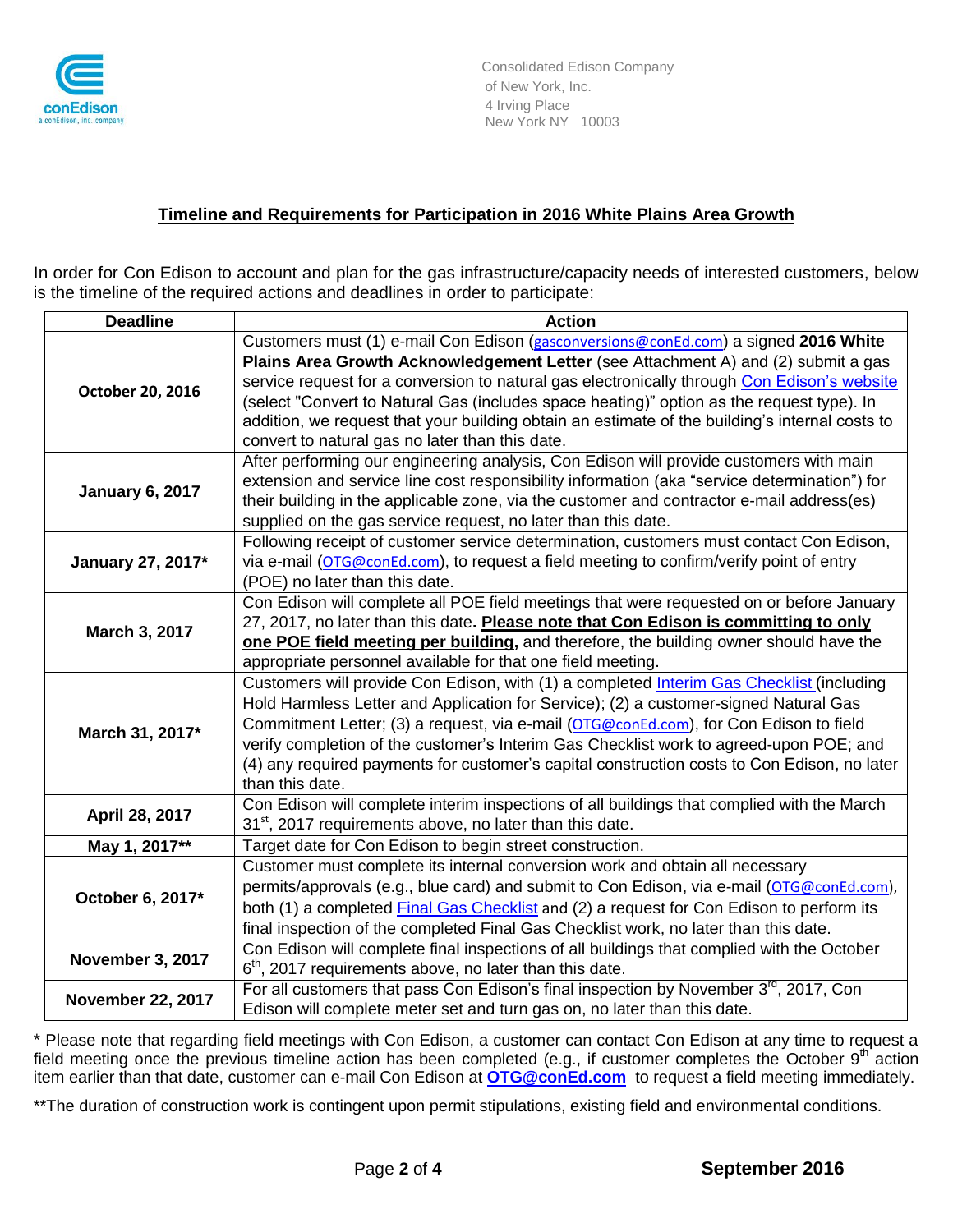Consolidated Edison Company
of New York, Inc.
4 Irving Place
New York NY 10003

## Timeline and Requirements for Participation in 2016 White Plains Area Growth

In order for Con Edison to account and plan for the gas infrastructure/capacity needs of interested customers, below is the timeline of the required actions and deadlines in order to participate:

| Deadline | Action |
|---|---|
| **October 20, 2016** | Customers must (1) e-mail Con Edison (gasconversions@conEd.com) a signed **2016 White Plains Area Growth Acknowledgement Letter** (see Attachment A) and (2) submit a gas service request for a conversion to natural gas electronically through Con Edison's website (select "Convert to Natural Gas (includes space heating)" option as the request type). In addition, we request that your building obtain an estimate of the building's internal costs to convert to natural gas no later than this date. |
| **January 6, 2017** | After performing our engineering analysis, Con Edison will provide customers with main extension and service line cost responsibility information (aka "service determination") for their building in the applicable zone, via the customer and contractor e-mail address(es) supplied on the gas service request, no later than this date. |
| **January 27, 2017*** | Following receipt of customer service determination, customers must contact Con Edison, via e-mail (OTG@conEd.com), to request a field meeting to confirm/verify point of entry (POE) no later than this date. |
| **March 3, 2017** | Con Edison will complete all POE field meetings that were requested on or before January 27, 2017, no later than this date**. <u>Please note that Con Edison is committing to only one POE field meeting per building</u>,** and therefore, the building owner should have the appropriate personnel available for that one field meeting. |
| **March 31, 2017*** | Customers will provide Con Edison, with (1) a completed Interim Gas Checklist (including Hold Harmless Letter and Application for Service); (2) a customer-signed Natural Gas Commitment Letter; (3) a request, via e-mail (OTG@conEd.com), for Con Edison to field verify completion of the customer's Interim Gas Checklist work to agreed-upon POE; and (4) any required payments for customer's capital construction costs to Con Edison, no later than this date. |
| **April 28, 2017** | Con Edison will complete interim inspections of all buildings that complied with the March 31st, 2017 requirements above, no later than this date. |
| **May 1, 2017**** | Target date for Con Edison to begin street construction. |
| **October 6, 2017*** | Customer must complete its internal conversion work and obtain all necessary permits/approvals (e.g., blue card) and submit to Con Edison, via e-mail (OTG@conEd.com), both (1) a completed Final Gas Checklist and (2) a request for Con Edison to perform its final inspection of the completed Final Gas Checklist work, no later than this date. |
| **November 3, 2017** | Con Edison will complete final inspections of all buildings that complied with the October 6th, 2017 requirements above, no later than this date. |
| **November 22, 2017** | For all customers that pass Con Edison's final inspection by November 3rd, 2017, Con Edison will complete meter set and turn gas on, no later than this date. |

\* Please note that regarding field meetings with Con Edison, a customer can contact Con Edison at any time to request a field meeting once the previous timeline action has been completed (e.g., if customer completes the October 9th action item earlier than that date, customer can e-mail Con Edison at **OTG@conEd.com** to request a field meeting immediately.

\*\*The duration of construction work is contingent upon permit stipulations, existing field and environmental conditions.

**September 2016**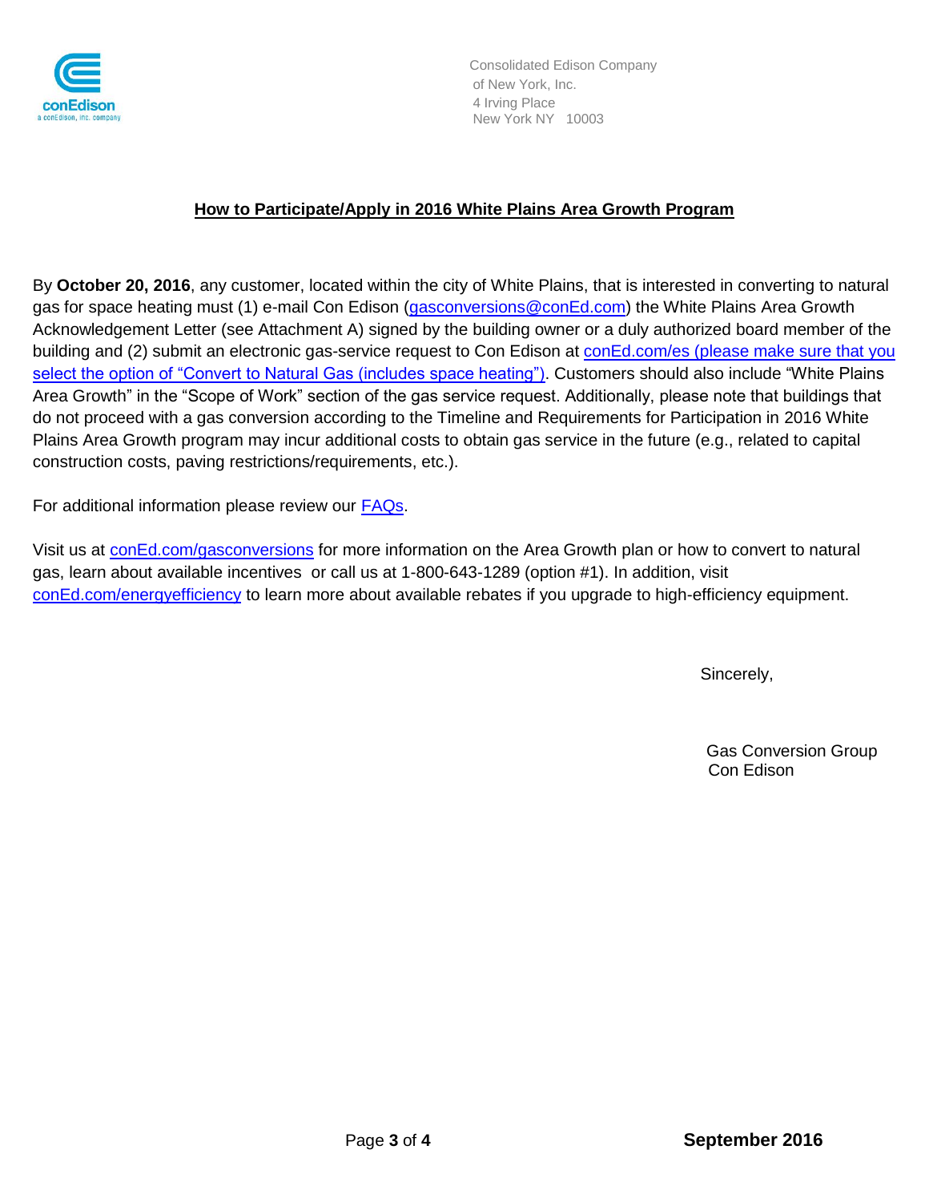Consolidated Edison Company
of New York, Inc.
4 Irving Place
New York NY 10003

## How to Participate/Apply in 2016 White Plains Area Growth Program

By **October 20, 2016**, any customer, located within the city of White Plains, that is interested in converting to natural gas for space heating must (1) e-mail Con Edison (gasconversions@conEd.com) the White Plains Area Growth Acknowledgement Letter (see Attachment A) signed by the building owner or a duly authorized board member of the building and (2) submit an electronic gas-service request to Con Edison at conEd.com/es (please make sure that you select the option of "Convert to Natural Gas (includes space heating"). Customers should also include "White Plains Area Growth" in the "Scope of Work" section of the gas service request. Additionally, please note that buildings that do not proceed with a gas conversion according to the Timeline and Requirements for Participation in 2016 White Plains Area Growth program may incur additional costs to obtain gas service in the future (e.g., related to capital construction costs, paving restrictions/requirements, etc.).

For additional information please review our FAQs.

Visit us at conEd.com/gasconversions for more information on the Area Growth plan or how to convert to natural gas, learn about available incentives or call us at 1-800-643-1289 (option #1). In addition, visit conEd.com/energyefficiency to learn more about available rebates if you upgrade to high-efficiency equipment.

Sincerely,

Gas Conversion Group
Con Edison

**September 2016**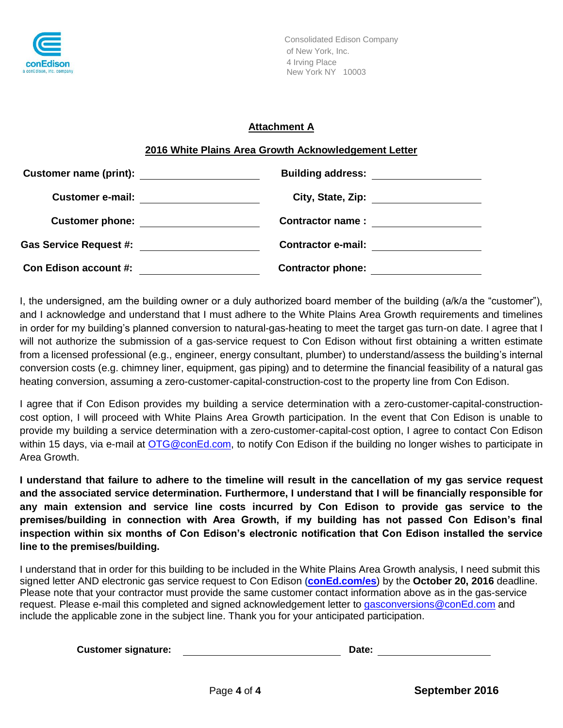Consolidated Edison Company
of New York, Inc.
4 Irving Place
New York NY 10003

## Attachment A

### 2016 White Plains Area Growth Acknowledgement Letter

| | |
|---|---|
| **Customer name (print):** ____________ | **Building address:** ____________ |
| **Customer e-mail:** ____________ | **City, State, Zip:** ____________ |
| **Customer phone:** ____________ | **Contractor name :** ____________ |
| **Gas Service Request #:** ____________ | **Contractor e-mail:** ____________ |
| **Con Edison account #:** ____________ | **Contractor phone:** ____________ |

I, the undersigned, am the building owner or a duly authorized board member of the building (a/k/a the "customer"), and I acknowledge and understand that I must adhere to the White Plains Area Growth requirements and timelines in order for my building's planned conversion to natural-gas-heating to meet the target gas turn-on date. I agree that I will not authorize the submission of a gas-service request to Con Edison without first obtaining a written estimate from a licensed professional (e.g., engineer, energy consultant, plumber) to understand/assess the building's internal conversion costs (e.g. chimney liner, equipment, gas piping) and to determine the financial feasibility of a natural gas heating conversion, assuming a zero-customer-capital-construction-cost to the property line from Con Edison.

I agree that if Con Edison provides my building a service determination with a zero-customer-capital-construction-cost option, I will proceed with White Plains Area Growth participation. In the event that Con Edison is unable to provide my building a service determination with a zero-customer-capital-cost option, I agree to contact Con Edison within 15 days, via e-mail at OTG@conEd.com, to notify Con Edison if the building no longer wishes to participate in Area Growth.

**I understand that failure to adhere to the timeline will result in the cancellation of my gas service request and the associated service determination. Furthermore, I understand that I will be financially responsible for any main extension and service line costs incurred by Con Edison to provide gas service to the premises/building in connection with Area Growth, if my building has not passed Con Edison's final inspection within six months of Con Edison's electronic notification that Con Edison installed the service line to the premises/building.**

I understand that in order for this building to be included in the White Plains Area Growth analysis, I need submit this signed letter AND electronic gas service request to Con Edison (**conEd.com/es**) by the **October 20, 2016** deadline. Please note that your contractor must provide the same customer contact information above as in the gas-service request. Please e-mail this completed and signed acknowledgement letter to gasconversions@conEd.com and include the applicable zone in the subject line. Thank you for your anticipated participation.

**Customer signature:** ______________________ **Date:** ______________

**September 2016**